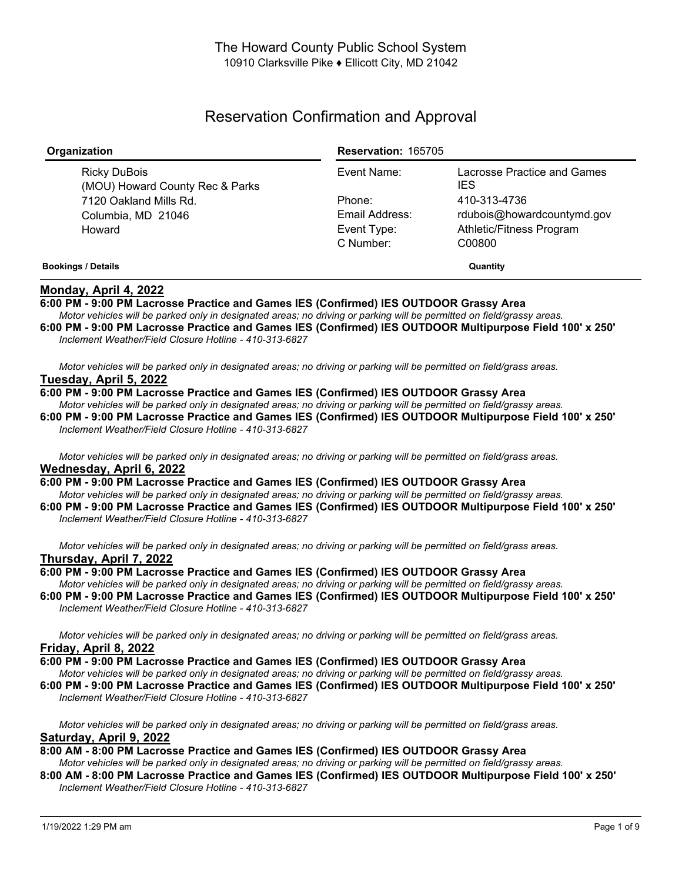The Howard County Public School System
10910 Clarksville Pike ♦ Ellicott City, MD 21042

# Reservation Confirmation and Approval

| Organization | Reservation: 165705 | |
|---|---|---|
| Ricky DuBois | Event Name: | Lacrosse Practice and Games IES |
| (MOU) Howard County Rec & Parks | | |
| 7120 Oakland Mills Rd. | Phone: | 410-313-4736 |
| Columbia, MD 21046 | Email Address: | rdubois@howardcountymd.gov |
| Howard | Event Type: | Athletic/Fitness Program |
| | C Number: | C00800 |

**Bookings / Details** **Quantity**

## Monday, April 4, 2022

**6:00 PM - 9:00 PM Lacrosse Practice and Games IES (Confirmed) IES OUTDOOR Grassy Area**
*Motor vehicles will be parked only in designated areas; no driving or parking will be permitted on field/grassy areas.*

**6:00 PM - 9:00 PM Lacrosse Practice and Games IES (Confirmed) IES OUTDOOR Multipurpose Field 100' x 250'**
*Inclement Weather/Field Closure Hotline - 410-313-6827*

*Motor vehicles will be parked only in designated areas; no driving or parking will be permitted on field/grass areas.*

## Tuesday, April 5, 2022

**6:00 PM - 9:00 PM Lacrosse Practice and Games IES (Confirmed) IES OUTDOOR Grassy Area**
*Motor vehicles will be parked only in designated areas; no driving or parking will be permitted on field/grassy areas.*

**6:00 PM - 9:00 PM Lacrosse Practice and Games IES (Confirmed) IES OUTDOOR Multipurpose Field 100' x 250'**
*Inclement Weather/Field Closure Hotline - 410-313-6827*

*Motor vehicles will be parked only in designated areas; no driving or parking will be permitted on field/grass areas.*

## Wednesday, April 6, 2022

**6:00 PM - 9:00 PM Lacrosse Practice and Games IES (Confirmed) IES OUTDOOR Grassy Area**
*Motor vehicles will be parked only in designated areas; no driving or parking will be permitted on field/grassy areas.*

**6:00 PM - 9:00 PM Lacrosse Practice and Games IES (Confirmed) IES OUTDOOR Multipurpose Field 100' x 250'**
*Inclement Weather/Field Closure Hotline - 410-313-6827*

*Motor vehicles will be parked only in designated areas; no driving or parking will be permitted on field/grass areas.*

## Thursday, April 7, 2022

**6:00 PM - 9:00 PM Lacrosse Practice and Games IES (Confirmed) IES OUTDOOR Grassy Area**
*Motor vehicles will be parked only in designated areas; no driving or parking will be permitted on field/grassy areas.*

**6:00 PM - 9:00 PM Lacrosse Practice and Games IES (Confirmed) IES OUTDOOR Multipurpose Field 100' x 250'**
*Inclement Weather/Field Closure Hotline - 410-313-6827*

*Motor vehicles will be parked only in designated areas; no driving or parking will be permitted on field/grass areas.*

## Friday, April 8, 2022

**6:00 PM - 9:00 PM Lacrosse Practice and Games IES (Confirmed) IES OUTDOOR Grassy Area**
*Motor vehicles will be parked only in designated areas; no driving or parking will be permitted on field/grassy areas.*

**6:00 PM - 9:00 PM Lacrosse Practice and Games IES (Confirmed) IES OUTDOOR Multipurpose Field 100' x 250'**
*Inclement Weather/Field Closure Hotline - 410-313-6827*

*Motor vehicles will be parked only in designated areas; no driving or parking will be permitted on field/grass areas.*

## Saturday, April 9, 2022

**8:00 AM - 8:00 PM Lacrosse Practice and Games IES (Confirmed) IES OUTDOOR Grassy Area**
*Motor vehicles will be parked only in designated areas; no driving or parking will be permitted on field/grassy areas.*

**8:00 AM - 8:00 PM Lacrosse Practice and Games IES (Confirmed) IES OUTDOOR Multipurpose Field 100' x 250'**
*Inclement Weather/Field Closure Hotline - 410-313-6827*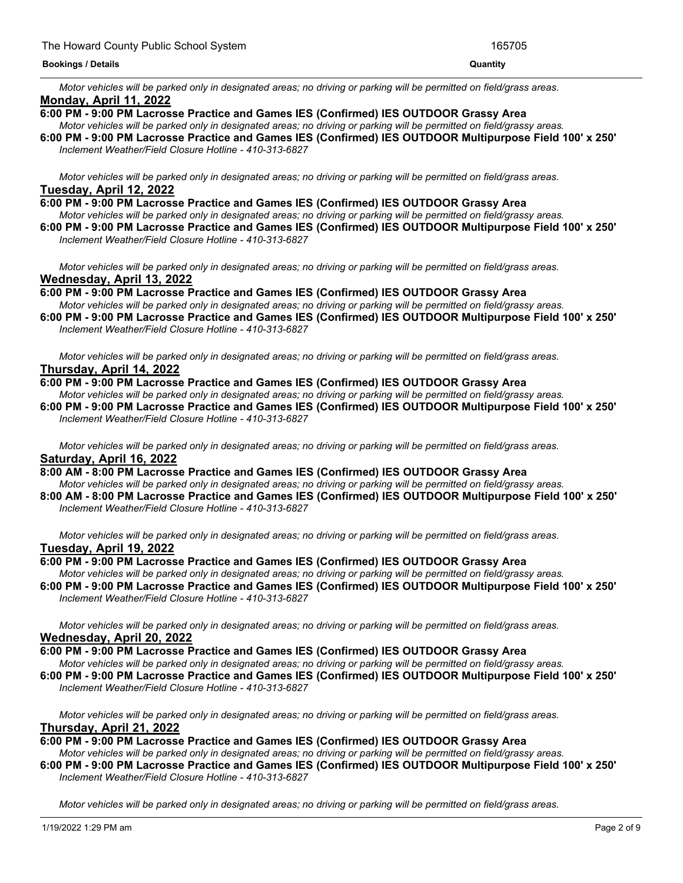*Motor vehicles will be parked only in designated areas; no driving or parking will be permitted on field/grass areas.*

**Monday, April 11, 2022**

**6:00 PM - 9:00 PM Lacrosse Practice and Games IES (Confirmed) IES OUTDOOR Grassy Area**

*Motor vehicles will be parked only in designated areas; no driving or parking will be permitted on field/grassy areas.*

**6:00 PM - 9:00 PM Lacrosse Practice and Games IES (Confirmed) IES OUTDOOR Multipurpose Field 100' x 250'**

*Inclement Weather/Field Closure Hotline - 410-313-6827*

*Motor vehicles will be parked only in designated areas; no driving or parking will be permitted on field/grass areas.*

**Tuesday, April 12, 2022**

**6:00 PM - 9:00 PM Lacrosse Practice and Games IES (Confirmed) IES OUTDOOR Grassy Area**

*Motor vehicles will be parked only in designated areas; no driving or parking will be permitted on field/grassy areas.*

**6:00 PM - 9:00 PM Lacrosse Practice and Games IES (Confirmed) IES OUTDOOR Multipurpose Field 100' x 250'**

*Inclement Weather/Field Closure Hotline - 410-313-6827*

*Motor vehicles will be parked only in designated areas; no driving or parking will be permitted on field/grass areas.*

**Wednesday, April 13, 2022**

**6:00 PM - 9:00 PM Lacrosse Practice and Games IES (Confirmed) IES OUTDOOR Grassy Area**

*Motor vehicles will be parked only in designated areas; no driving or parking will be permitted on field/grassy areas.*

**6:00 PM - 9:00 PM Lacrosse Practice and Games IES (Confirmed) IES OUTDOOR Multipurpose Field 100' x 250'**

*Inclement Weather/Field Closure Hotline - 410-313-6827*

*Motor vehicles will be parked only in designated areas; no driving or parking will be permitted on field/grass areas.*

**Thursday, April 14, 2022**

**6:00 PM - 9:00 PM Lacrosse Practice and Games IES (Confirmed) IES OUTDOOR Grassy Area**

*Motor vehicles will be parked only in designated areas; no driving or parking will be permitted on field/grassy areas.*

**6:00 PM - 9:00 PM Lacrosse Practice and Games IES (Confirmed) IES OUTDOOR Multipurpose Field 100' x 250'**

*Inclement Weather/Field Closure Hotline - 410-313-6827*

*Motor vehicles will be parked only in designated areas; no driving or parking will be permitted on field/grass areas.*

**Saturday, April 16, 2022**

**8:00 AM - 8:00 PM Lacrosse Practice and Games IES (Confirmed) IES OUTDOOR Grassy Area**

*Motor vehicles will be parked only in designated areas; no driving or parking will be permitted on field/grassy areas.*

**8:00 AM - 8:00 PM Lacrosse Practice and Games IES (Confirmed) IES OUTDOOR Multipurpose Field 100' x 250'**

*Inclement Weather/Field Closure Hotline - 410-313-6827*

*Motor vehicles will be parked only in designated areas; no driving or parking will be permitted on field/grass areas.*

**Tuesday, April 19, 2022**

**6:00 PM - 9:00 PM Lacrosse Practice and Games IES (Confirmed) IES OUTDOOR Grassy Area**

*Motor vehicles will be parked only in designated areas; no driving or parking will be permitted on field/grassy areas.*

**6:00 PM - 9:00 PM Lacrosse Practice and Games IES (Confirmed) IES OUTDOOR Multipurpose Field 100' x 250'**

*Inclement Weather/Field Closure Hotline - 410-313-6827*

*Motor vehicles will be parked only in designated areas; no driving or parking will be permitted on field/grass areas.*

**Wednesday, April 20, 2022**

**6:00 PM - 9:00 PM Lacrosse Practice and Games IES (Confirmed) IES OUTDOOR Grassy Area**

*Motor vehicles will be parked only in designated areas; no driving or parking will be permitted on field/grassy areas.*

**6:00 PM - 9:00 PM Lacrosse Practice and Games IES (Confirmed) IES OUTDOOR Multipurpose Field 100' x 250'**

*Inclement Weather/Field Closure Hotline - 410-313-6827*

*Motor vehicles will be parked only in designated areas; no driving or parking will be permitted on field/grass areas.*

**Thursday, April 21, 2022**

**6:00 PM - 9:00 PM Lacrosse Practice and Games IES (Confirmed) IES OUTDOOR Grassy Area**

*Motor vehicles will be parked only in designated areas; no driving or parking will be permitted on field/grassy areas.*

**6:00 PM - 9:00 PM Lacrosse Practice and Games IES (Confirmed) IES OUTDOOR Multipurpose Field 100' x 250'**

*Inclement Weather/Field Closure Hotline - 410-313-6827*

*Motor vehicles will be parked only in designated areas; no driving or parking will be permitted on field/grass areas.*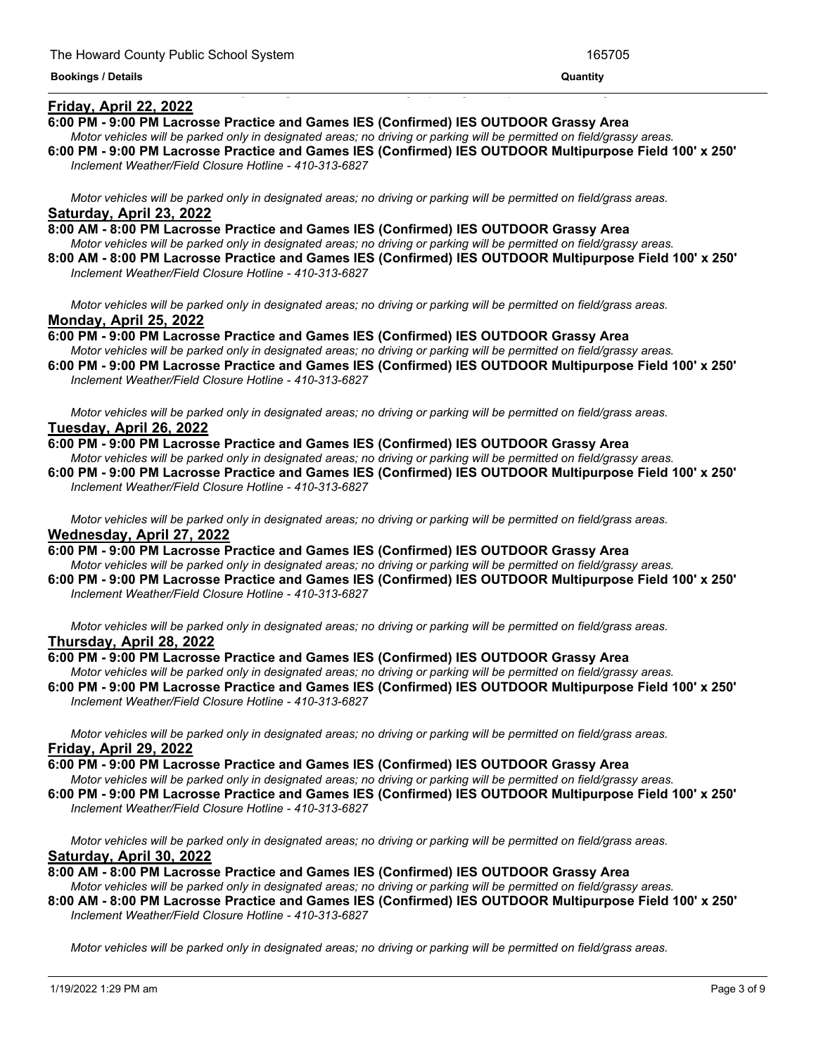**Friday, April 22, 2022**

**6:00 PM - 9:00 PM Lacrosse Practice and Games IES (Confirmed) IES OUTDOOR Grassy Area**

*Motor vehicles will be parked only in designated areas; no driving or parking will be permitted on field/grassy areas.*

**6:00 PM - 9:00 PM Lacrosse Practice and Games IES (Confirmed) IES OUTDOOR Multipurpose Field 100' x 250'**

*Inclement Weather/Field Closure Hotline - 410-313-6827*

*Motor vehicles will be parked only in designated areas; no driving or parking will be permitted on field/grass areas.*

**Saturday, April 23, 2022**

**8:00 AM - 8:00 PM Lacrosse Practice and Games IES (Confirmed) IES OUTDOOR Grassy Area**

*Motor vehicles will be parked only in designated areas; no driving or parking will be permitted on field/grassy areas.*

**8:00 AM - 8:00 PM Lacrosse Practice and Games IES (Confirmed) IES OUTDOOR Multipurpose Field 100' x 250'**

*Inclement Weather/Field Closure Hotline - 410-313-6827*

*Motor vehicles will be parked only in designated areas; no driving or parking will be permitted on field/grass areas.*

**Monday, April 25, 2022**

**6:00 PM - 9:00 PM Lacrosse Practice and Games IES (Confirmed) IES OUTDOOR Grassy Area**

*Motor vehicles will be parked only in designated areas; no driving or parking will be permitted on field/grassy areas.*

**6:00 PM - 9:00 PM Lacrosse Practice and Games IES (Confirmed) IES OUTDOOR Multipurpose Field 100' x 250'**

*Inclement Weather/Field Closure Hotline - 410-313-6827*

*Motor vehicles will be parked only in designated areas; no driving or parking will be permitted on field/grass areas.*

**Tuesday, April 26, 2022**

**6:00 PM - 9:00 PM Lacrosse Practice and Games IES (Confirmed) IES OUTDOOR Grassy Area**

*Motor vehicles will be parked only in designated areas; no driving or parking will be permitted on field/grassy areas.*

**6:00 PM - 9:00 PM Lacrosse Practice and Games IES (Confirmed) IES OUTDOOR Multipurpose Field 100' x 250'**

*Inclement Weather/Field Closure Hotline - 410-313-6827*

*Motor vehicles will be parked only in designated areas; no driving or parking will be permitted on field/grass areas.*

**Wednesday, April 27, 2022**

**6:00 PM - 9:00 PM Lacrosse Practice and Games IES (Confirmed) IES OUTDOOR Grassy Area**

*Motor vehicles will be parked only in designated areas; no driving or parking will be permitted on field/grassy areas.*

**6:00 PM - 9:00 PM Lacrosse Practice and Games IES (Confirmed) IES OUTDOOR Multipurpose Field 100' x 250'**

*Inclement Weather/Field Closure Hotline - 410-313-6827*

*Motor vehicles will be parked only in designated areas; no driving or parking will be permitted on field/grass areas.*

**Thursday, April 28, 2022**

**6:00 PM - 9:00 PM Lacrosse Practice and Games IES (Confirmed) IES OUTDOOR Grassy Area**

*Motor vehicles will be parked only in designated areas; no driving or parking will be permitted on field/grassy areas.*

**6:00 PM - 9:00 PM Lacrosse Practice and Games IES (Confirmed) IES OUTDOOR Multipurpose Field 100' x 250'**

*Inclement Weather/Field Closure Hotline - 410-313-6827*

*Motor vehicles will be parked only in designated areas; no driving or parking will be permitted on field/grass areas.*

**Friday, April 29, 2022**

**6:00 PM - 9:00 PM Lacrosse Practice and Games IES (Confirmed) IES OUTDOOR Grassy Area**

*Motor vehicles will be parked only in designated areas; no driving or parking will be permitted on field/grassy areas.*

**6:00 PM - 9:00 PM Lacrosse Practice and Games IES (Confirmed) IES OUTDOOR Multipurpose Field 100' x 250'**

*Inclement Weather/Field Closure Hotline - 410-313-6827*

*Motor vehicles will be parked only in designated areas; no driving or parking will be permitted on field/grass areas.*

**Saturday, April 30, 2022**

**8:00 AM - 8:00 PM Lacrosse Practice and Games IES (Confirmed) IES OUTDOOR Grassy Area**

*Motor vehicles will be parked only in designated areas; no driving or parking will be permitted on field/grassy areas.*

**8:00 AM - 8:00 PM Lacrosse Practice and Games IES (Confirmed) IES OUTDOOR Multipurpose Field 100' x 250'**

*Inclement Weather/Field Closure Hotline - 410-313-6827*

*Motor vehicles will be parked only in designated areas; no driving or parking will be permitted on field/grass areas.*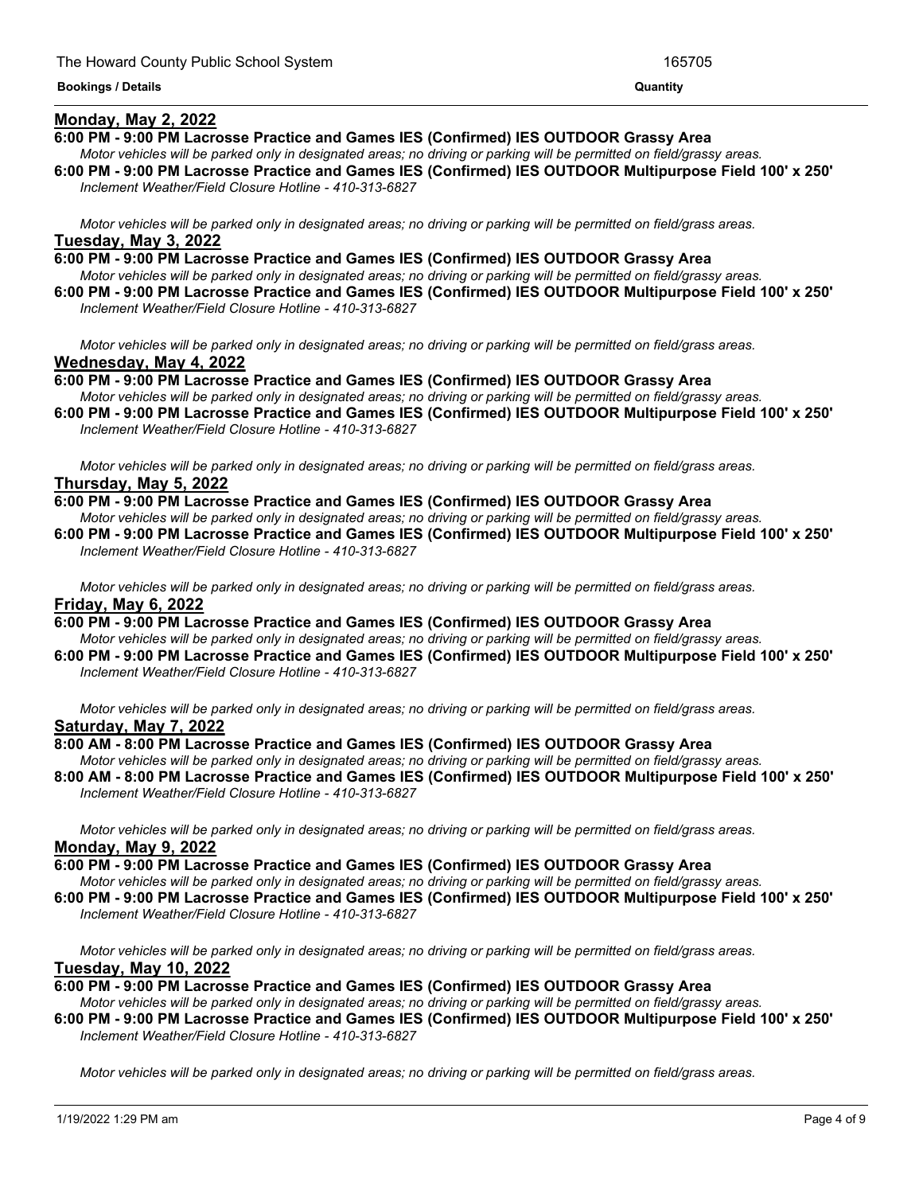**Bookings / Details** | **Quantity**

**Monday, May 2, 2022**

**6:00 PM - 9:00 PM Lacrosse Practice and Games IES (Confirmed) IES OUTDOOR Grassy Area**

*Motor vehicles will be parked only in designated areas; no driving or parking will be permitted on field/grassy areas.*

**6:00 PM - 9:00 PM Lacrosse Practice and Games IES (Confirmed) IES OUTDOOR Multipurpose Field 100' x 250'**

*Inclement Weather/Field Closure Hotline - 410-313-6827*

*Motor vehicles will be parked only in designated areas; no driving or parking will be permitted on field/grass areas.*

**Tuesday, May 3, 2022**

**6:00 PM - 9:00 PM Lacrosse Practice and Games IES (Confirmed) IES OUTDOOR Grassy Area**

*Motor vehicles will be parked only in designated areas; no driving or parking will be permitted on field/grassy areas.*

**6:00 PM - 9:00 PM Lacrosse Practice and Games IES (Confirmed) IES OUTDOOR Multipurpose Field 100' x 250'**

*Inclement Weather/Field Closure Hotline - 410-313-6827*

*Motor vehicles will be parked only in designated areas; no driving or parking will be permitted on field/grass areas.*

**Wednesday, May 4, 2022**

**6:00 PM - 9:00 PM Lacrosse Practice and Games IES (Confirmed) IES OUTDOOR Grassy Area**

*Motor vehicles will be parked only in designated areas; no driving or parking will be permitted on field/grassy areas.*

**6:00 PM - 9:00 PM Lacrosse Practice and Games IES (Confirmed) IES OUTDOOR Multipurpose Field 100' x 250'**

*Inclement Weather/Field Closure Hotline - 410-313-6827*

*Motor vehicles will be parked only in designated areas; no driving or parking will be permitted on field/grass areas.*

**Thursday, May 5, 2022**

**6:00 PM - 9:00 PM Lacrosse Practice and Games IES (Confirmed) IES OUTDOOR Grassy Area**

*Motor vehicles will be parked only in designated areas; no driving or parking will be permitted on field/grassy areas.*

**6:00 PM - 9:00 PM Lacrosse Practice and Games IES (Confirmed) IES OUTDOOR Multipurpose Field 100' x 250'**

*Inclement Weather/Field Closure Hotline - 410-313-6827*

*Motor vehicles will be parked only in designated areas; no driving or parking will be permitted on field/grass areas.*

**Friday, May 6, 2022**

**6:00 PM - 9:00 PM Lacrosse Practice and Games IES (Confirmed) IES OUTDOOR Grassy Area**

*Motor vehicles will be parked only in designated areas; no driving or parking will be permitted on field/grassy areas.*

**6:00 PM - 9:00 PM Lacrosse Practice and Games IES (Confirmed) IES OUTDOOR Multipurpose Field 100' x 250'**

*Inclement Weather/Field Closure Hotline - 410-313-6827*

*Motor vehicles will be parked only in designated areas; no driving or parking will be permitted on field/grass areas.*

**Saturday, May 7, 2022**

**8:00 AM - 8:00 PM Lacrosse Practice and Games IES (Confirmed) IES OUTDOOR Grassy Area**

*Motor vehicles will be parked only in designated areas; no driving or parking will be permitted on field/grassy areas.*

**8:00 AM - 8:00 PM Lacrosse Practice and Games IES (Confirmed) IES OUTDOOR Multipurpose Field 100' x 250'**

*Inclement Weather/Field Closure Hotline - 410-313-6827*

*Motor vehicles will be parked only in designated areas; no driving or parking will be permitted on field/grass areas.*

**Monday, May 9, 2022**

**6:00 PM - 9:00 PM Lacrosse Practice and Games IES (Confirmed) IES OUTDOOR Grassy Area**

*Motor vehicles will be parked only in designated areas; no driving or parking will be permitted on field/grassy areas.*

**6:00 PM - 9:00 PM Lacrosse Practice and Games IES (Confirmed) IES OUTDOOR Multipurpose Field 100' x 250'**

*Inclement Weather/Field Closure Hotline - 410-313-6827*

*Motor vehicles will be parked only in designated areas; no driving or parking will be permitted on field/grass areas.*

**Tuesday, May 10, 2022**

**6:00 PM - 9:00 PM Lacrosse Practice and Games IES (Confirmed) IES OUTDOOR Grassy Area**

*Motor vehicles will be parked only in designated areas; no driving or parking will be permitted on field/grassy areas.*

**6:00 PM - 9:00 PM Lacrosse Practice and Games IES (Confirmed) IES OUTDOOR Multipurpose Field 100' x 250'**

*Inclement Weather/Field Closure Hotline - 410-313-6827*

*Motor vehicles will be parked only in designated areas; no driving or parking will be permitted on field/grass areas.*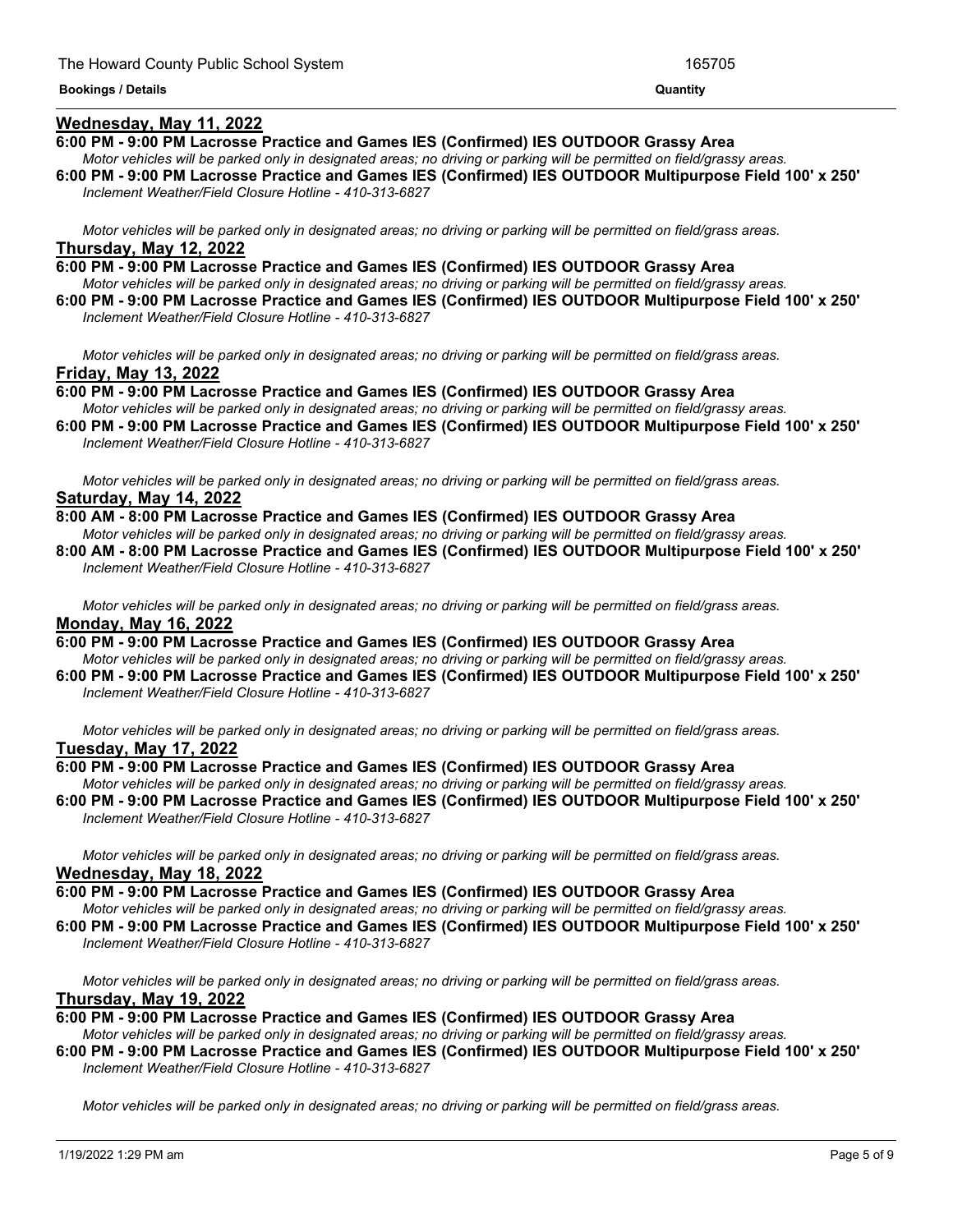**Bookings / Details** | **Quantity**

## Wednesday, May 11, 2022

**6:00 PM - 9:00 PM Lacrosse Practice and Games IES (Confirmed) IES OUTDOOR Grassy Area**

*Motor vehicles will be parked only in designated areas; no driving or parking will be permitted on field/grassy areas.*

**6:00 PM - 9:00 PM Lacrosse Practice and Games IES (Confirmed) IES OUTDOOR Multipurpose Field 100' x 250'**

*Inclement Weather/Field Closure Hotline - 410-313-6827*

*Motor vehicles will be parked only in designated areas; no driving or parking will be permitted on field/grass areas.*

## Thursday, May 12, 2022

**6:00 PM - 9:00 PM Lacrosse Practice and Games IES (Confirmed) IES OUTDOOR Grassy Area**

*Motor vehicles will be parked only in designated areas; no driving or parking will be permitted on field/grassy areas.*

**6:00 PM - 9:00 PM Lacrosse Practice and Games IES (Confirmed) IES OUTDOOR Multipurpose Field 100' x 250'**

*Inclement Weather/Field Closure Hotline - 410-313-6827*

*Motor vehicles will be parked only in designated areas; no driving or parking will be permitted on field/grass areas.*

## Friday, May 13, 2022

**6:00 PM - 9:00 PM Lacrosse Practice and Games IES (Confirmed) IES OUTDOOR Grassy Area**

*Motor vehicles will be parked only in designated areas; no driving or parking will be permitted on field/grassy areas.*

**6:00 PM - 9:00 PM Lacrosse Practice and Games IES (Confirmed) IES OUTDOOR Multipurpose Field 100' x 250'**

*Inclement Weather/Field Closure Hotline - 410-313-6827*

*Motor vehicles will be parked only in designated areas; no driving or parking will be permitted on field/grass areas.*

## Saturday, May 14, 2022

**8:00 AM - 8:00 PM Lacrosse Practice and Games IES (Confirmed) IES OUTDOOR Grassy Area**

*Motor vehicles will be parked only in designated areas; no driving or parking will be permitted on field/grassy areas.*

**8:00 AM - 8:00 PM Lacrosse Practice and Games IES (Confirmed) IES OUTDOOR Multipurpose Field 100' x 250'**

*Inclement Weather/Field Closure Hotline - 410-313-6827*

*Motor vehicles will be parked only in designated areas; no driving or parking will be permitted on field/grass areas.*

## Monday, May 16, 2022

**6:00 PM - 9:00 PM Lacrosse Practice and Games IES (Confirmed) IES OUTDOOR Grassy Area**

*Motor vehicles will be parked only in designated areas; no driving or parking will be permitted on field/grassy areas.*

**6:00 PM - 9:00 PM Lacrosse Practice and Games IES (Confirmed) IES OUTDOOR Multipurpose Field 100' x 250'**

*Inclement Weather/Field Closure Hotline - 410-313-6827*

*Motor vehicles will be parked only in designated areas; no driving or parking will be permitted on field/grass areas.*

## Tuesday, May 17, 2022

**6:00 PM - 9:00 PM Lacrosse Practice and Games IES (Confirmed) IES OUTDOOR Grassy Area**

*Motor vehicles will be parked only in designated areas; no driving or parking will be permitted on field/grassy areas.*

**6:00 PM - 9:00 PM Lacrosse Practice and Games IES (Confirmed) IES OUTDOOR Multipurpose Field 100' x 250'**

*Inclement Weather/Field Closure Hotline - 410-313-6827*

*Motor vehicles will be parked only in designated areas; no driving or parking will be permitted on field/grass areas.*

## Wednesday, May 18, 2022

**6:00 PM - 9:00 PM Lacrosse Practice and Games IES (Confirmed) IES OUTDOOR Grassy Area**

*Motor vehicles will be parked only in designated areas; no driving or parking will be permitted on field/grassy areas.*

**6:00 PM - 9:00 PM Lacrosse Practice and Games IES (Confirmed) IES OUTDOOR Multipurpose Field 100' x 250'**

*Inclement Weather/Field Closure Hotline - 410-313-6827*

*Motor vehicles will be parked only in designated areas; no driving or parking will be permitted on field/grass areas.*

## Thursday, May 19, 2022

**6:00 PM - 9:00 PM Lacrosse Practice and Games IES (Confirmed) IES OUTDOOR Grassy Area**

*Motor vehicles will be parked only in designated areas; no driving or parking will be permitted on field/grassy areas.*

**6:00 PM - 9:00 PM Lacrosse Practice and Games IES (Confirmed) IES OUTDOOR Multipurpose Field 100' x 250'**

*Inclement Weather/Field Closure Hotline - 410-313-6827*

*Motor vehicles will be parked only in designated areas; no driving or parking will be permitted on field/grass areas.*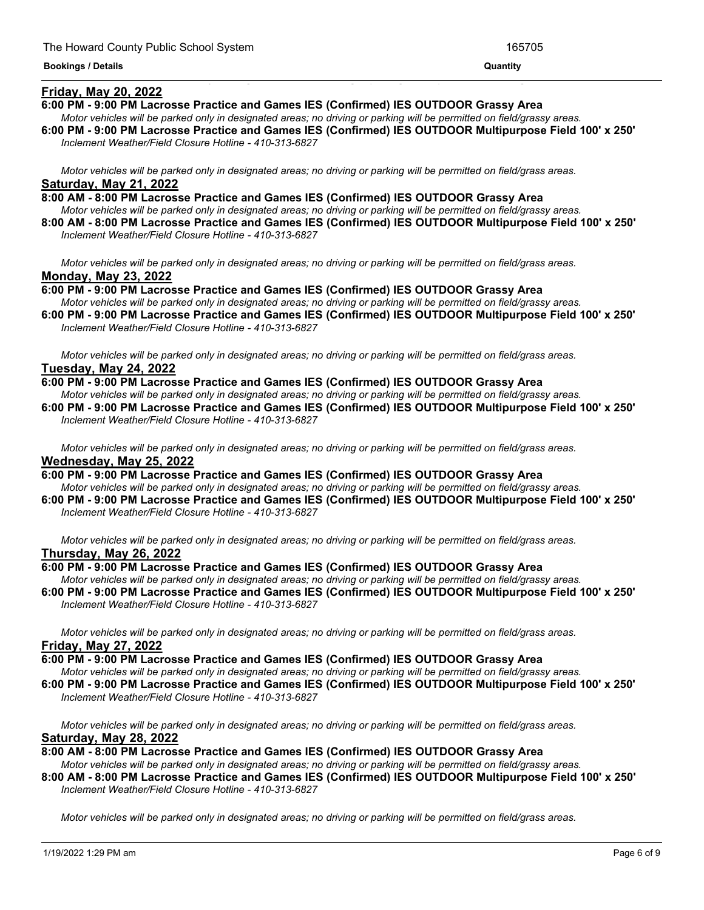**Friday, May 20, 2022**

**6:00 PM - 9:00 PM Lacrosse Practice and Games IES (Confirmed) IES OUTDOOR Grassy Area**

*Motor vehicles will be parked only in designated areas; no driving or parking will be permitted on field/grassy areas.*

**6:00 PM - 9:00 PM Lacrosse Practice and Games IES (Confirmed) IES OUTDOOR Multipurpose Field 100' x 250'**

*Inclement Weather/Field Closure Hotline - 410-313-6827*

*Motor vehicles will be parked only in designated areas; no driving or parking will be permitted on field/grass areas.*

**Saturday, May 21, 2022**

**8:00 AM - 8:00 PM Lacrosse Practice and Games IES (Confirmed) IES OUTDOOR Grassy Area**

*Motor vehicles will be parked only in designated areas; no driving or parking will be permitted on field/grassy areas.*

**8:00 AM - 8:00 PM Lacrosse Practice and Games IES (Confirmed) IES OUTDOOR Multipurpose Field 100' x 250'**

*Inclement Weather/Field Closure Hotline - 410-313-6827*

*Motor vehicles will be parked only in designated areas; no driving or parking will be permitted on field/grass areas.*

**Monday, May 23, 2022**

**6:00 PM - 9:00 PM Lacrosse Practice and Games IES (Confirmed) IES OUTDOOR Grassy Area**

*Motor vehicles will be parked only in designated areas; no driving or parking will be permitted on field/grassy areas.*

**6:00 PM - 9:00 PM Lacrosse Practice and Games IES (Confirmed) IES OUTDOOR Multipurpose Field 100' x 250'**

*Inclement Weather/Field Closure Hotline - 410-313-6827*

*Motor vehicles will be parked only in designated areas; no driving or parking will be permitted on field/grass areas.*

**Tuesday, May 24, 2022**

**6:00 PM - 9:00 PM Lacrosse Practice and Games IES (Confirmed) IES OUTDOOR Grassy Area**

*Motor vehicles will be parked only in designated areas; no driving or parking will be permitted on field/grassy areas.*

**6:00 PM - 9:00 PM Lacrosse Practice and Games IES (Confirmed) IES OUTDOOR Multipurpose Field 100' x 250'**

*Inclement Weather/Field Closure Hotline - 410-313-6827*

*Motor vehicles will be parked only in designated areas; no driving or parking will be permitted on field/grass areas.*

**Wednesday, May 25, 2022**

**6:00 PM - 9:00 PM Lacrosse Practice and Games IES (Confirmed) IES OUTDOOR Grassy Area**

*Motor vehicles will be parked only in designated areas; no driving or parking will be permitted on field/grassy areas.*

**6:00 PM - 9:00 PM Lacrosse Practice and Games IES (Confirmed) IES OUTDOOR Multipurpose Field 100' x 250'**

*Inclement Weather/Field Closure Hotline - 410-313-6827*

*Motor vehicles will be parked only in designated areas; no driving or parking will be permitted on field/grass areas.*

**Thursday, May 26, 2022**

**6:00 PM - 9:00 PM Lacrosse Practice and Games IES (Confirmed) IES OUTDOOR Grassy Area**

*Motor vehicles will be parked only in designated areas; no driving or parking will be permitted on field/grassy areas.*

**6:00 PM - 9:00 PM Lacrosse Practice and Games IES (Confirmed) IES OUTDOOR Multipurpose Field 100' x 250'**

*Inclement Weather/Field Closure Hotline - 410-313-6827*

*Motor vehicles will be parked only in designated areas; no driving or parking will be permitted on field/grass areas.*

**Friday, May 27, 2022**

**6:00 PM - 9:00 PM Lacrosse Practice and Games IES (Confirmed) IES OUTDOOR Grassy Area**

*Motor vehicles will be parked only in designated areas; no driving or parking will be permitted on field/grassy areas.*

**6:00 PM - 9:00 PM Lacrosse Practice and Games IES (Confirmed) IES OUTDOOR Multipurpose Field 100' x 250'**

*Inclement Weather/Field Closure Hotline - 410-313-6827*

*Motor vehicles will be parked only in designated areas; no driving or parking will be permitted on field/grass areas.*

**Saturday, May 28, 2022**

**8:00 AM - 8:00 PM Lacrosse Practice and Games IES (Confirmed) IES OUTDOOR Grassy Area**

*Motor vehicles will be parked only in designated areas; no driving or parking will be permitted on field/grassy areas.*

**8:00 AM - 8:00 PM Lacrosse Practice and Games IES (Confirmed) IES OUTDOOR Multipurpose Field 100' x 250'**

*Inclement Weather/Field Closure Hotline - 410-313-6827*

*Motor vehicles will be parked only in designated areas; no driving or parking will be permitted on field/grass areas.*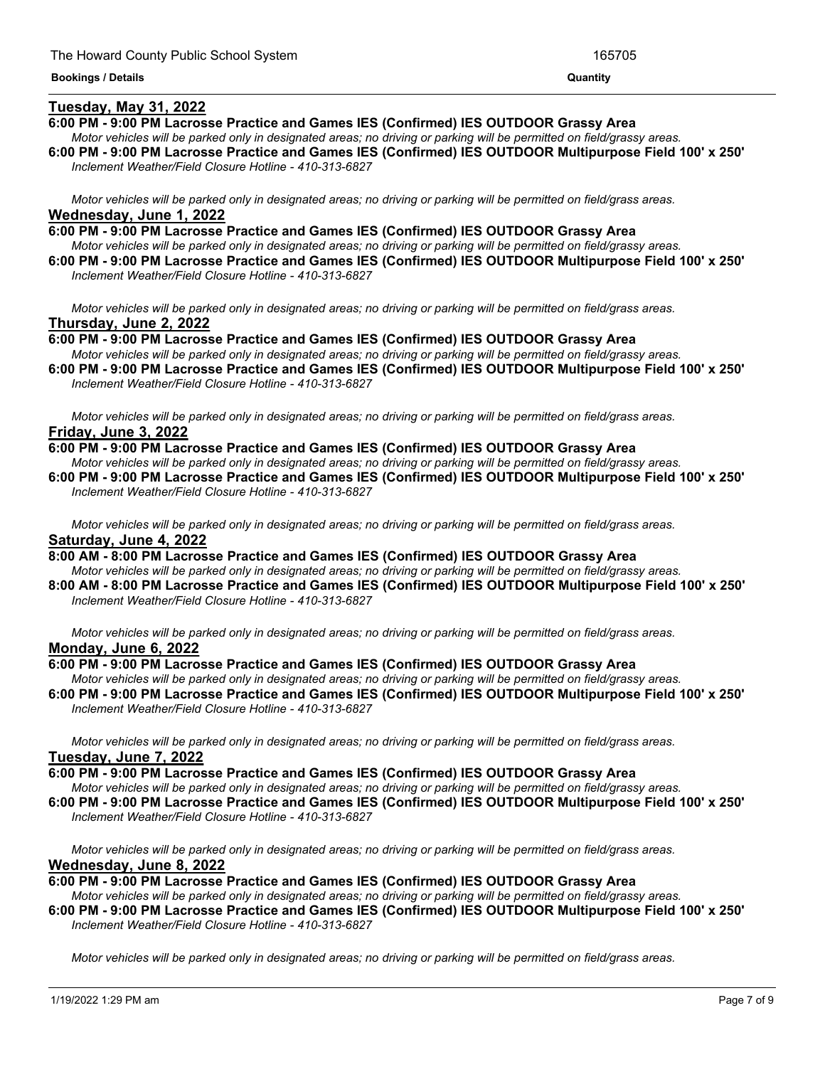**Bookings / Details** **Quantity**

__Tuesday, May 31, 2022__

**6:00 PM - 9:00 PM Lacrosse Practice and Games IES (Confirmed) IES OUTDOOR Grassy Area**

*Motor vehicles will be parked only in designated areas; no driving or parking will be permitted on field/grassy areas.*

**6:00 PM - 9:00 PM Lacrosse Practice and Games IES (Confirmed) IES OUTDOOR Multipurpose Field 100' x 250'**

*Inclement Weather/Field Closure Hotline - 410-313-6827*

*Motor vehicles will be parked only in designated areas; no driving or parking will be permitted on field/grass areas.*

__Wednesday, June 1, 2022__

**6:00 PM - 9:00 PM Lacrosse Practice and Games IES (Confirmed) IES OUTDOOR Grassy Area**

*Motor vehicles will be parked only in designated areas; no driving or parking will be permitted on field/grassy areas.*

**6:00 PM - 9:00 PM Lacrosse Practice and Games IES (Confirmed) IES OUTDOOR Multipurpose Field 100' x 250'**

*Inclement Weather/Field Closure Hotline - 410-313-6827*

*Motor vehicles will be parked only in designated areas; no driving or parking will be permitted on field/grass areas.*

__Thursday, June 2, 2022__

**6:00 PM - 9:00 PM Lacrosse Practice and Games IES (Confirmed) IES OUTDOOR Grassy Area**

*Motor vehicles will be parked only in designated areas; no driving or parking will be permitted on field/grassy areas.*

**6:00 PM - 9:00 PM Lacrosse Practice and Games IES (Confirmed) IES OUTDOOR Multipurpose Field 100' x 250'**

*Inclement Weather/Field Closure Hotline - 410-313-6827*

*Motor vehicles will be parked only in designated areas; no driving or parking will be permitted on field/grass areas.*

__Friday, June 3, 2022__

**6:00 PM - 9:00 PM Lacrosse Practice and Games IES (Confirmed) IES OUTDOOR Grassy Area**

*Motor vehicles will be parked only in designated areas; no driving or parking will be permitted on field/grassy areas.*

**6:00 PM - 9:00 PM Lacrosse Practice and Games IES (Confirmed) IES OUTDOOR Multipurpose Field 100' x 250'**

*Inclement Weather/Field Closure Hotline - 410-313-6827*

*Motor vehicles will be parked only in designated areas; no driving or parking will be permitted on field/grass areas.*

__Saturday, June 4, 2022__

**8:00 AM - 8:00 PM Lacrosse Practice and Games IES (Confirmed) IES OUTDOOR Grassy Area**

*Motor vehicles will be parked only in designated areas; no driving or parking will be permitted on field/grassy areas.*

**8:00 AM - 8:00 PM Lacrosse Practice and Games IES (Confirmed) IES OUTDOOR Multipurpose Field 100' x 250'**

*Inclement Weather/Field Closure Hotline - 410-313-6827*

*Motor vehicles will be parked only in designated areas; no driving or parking will be permitted on field/grass areas.*

__Monday, June 6, 2022__

**6:00 PM - 9:00 PM Lacrosse Practice and Games IES (Confirmed) IES OUTDOOR Grassy Area**

*Motor vehicles will be parked only in designated areas; no driving or parking will be permitted on field/grassy areas.*

**6:00 PM - 9:00 PM Lacrosse Practice and Games IES (Confirmed) IES OUTDOOR Multipurpose Field 100' x 250'**

*Inclement Weather/Field Closure Hotline - 410-313-6827*

*Motor vehicles will be parked only in designated areas; no driving or parking will be permitted on field/grass areas.*

__Tuesday, June 7, 2022__

**6:00 PM - 9:00 PM Lacrosse Practice and Games IES (Confirmed) IES OUTDOOR Grassy Area**

*Motor vehicles will be parked only in designated areas; no driving or parking will be permitted on field/grassy areas.*

**6:00 PM - 9:00 PM Lacrosse Practice and Games IES (Confirmed) IES OUTDOOR Multipurpose Field 100' x 250'**

*Inclement Weather/Field Closure Hotline - 410-313-6827*

*Motor vehicles will be parked only in designated areas; no driving or parking will be permitted on field/grass areas.*

__Wednesday, June 8, 2022__

**6:00 PM - 9:00 PM Lacrosse Practice and Games IES (Confirmed) IES OUTDOOR Grassy Area**

*Motor vehicles will be parked only in designated areas; no driving or parking will be permitted on field/grassy areas.*

**6:00 PM - 9:00 PM Lacrosse Practice and Games IES (Confirmed) IES OUTDOOR Multipurpose Field 100' x 250'**

*Inclement Weather/Field Closure Hotline - 410-313-6827*

*Motor vehicles will be parked only in designated areas; no driving or parking will be permitted on field/grass areas.*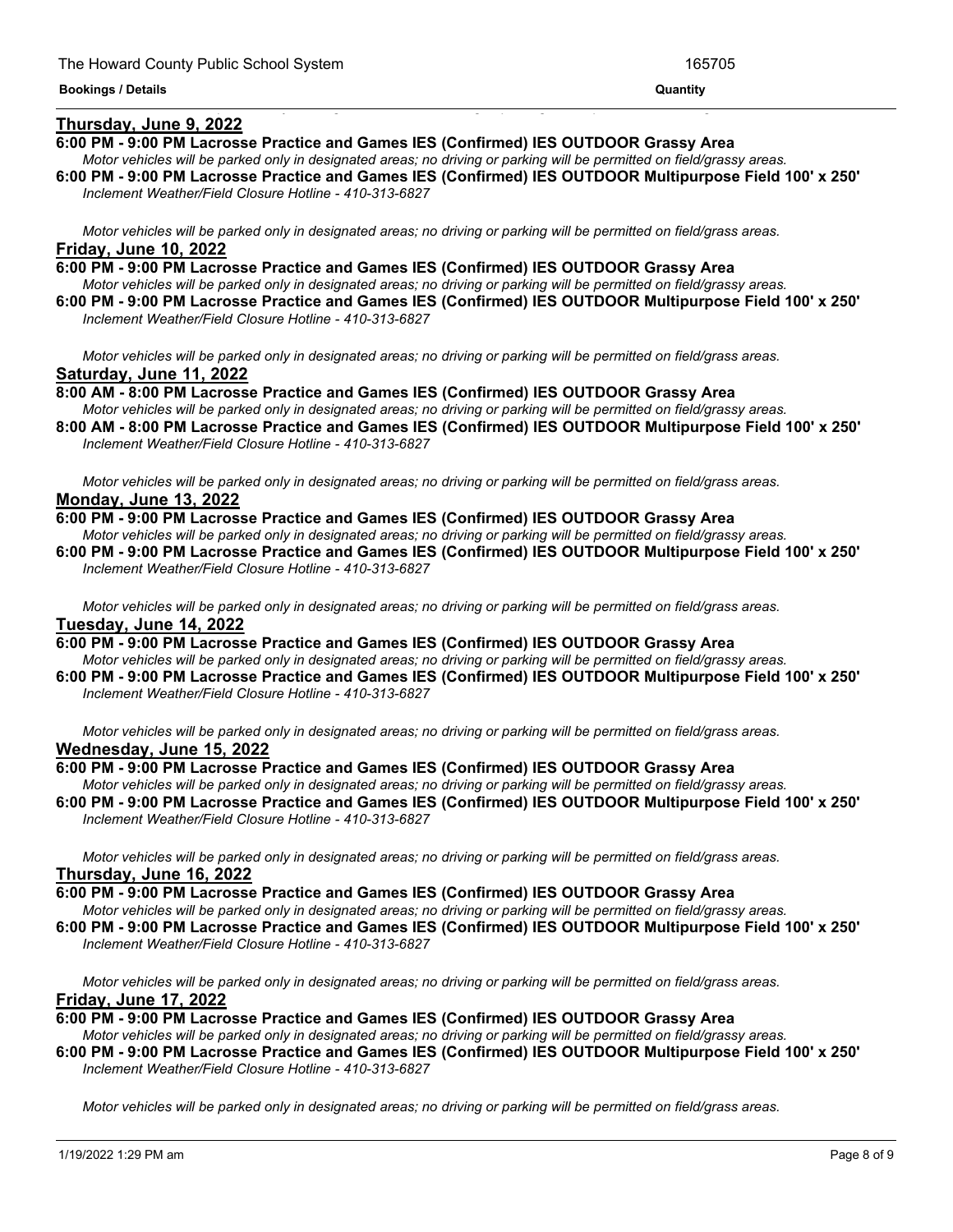**Bookings / Details** **Quantity**

**Thursday, June 9, 2022**

**6:00 PM - 9:00 PM Lacrosse Practice and Games IES (Confirmed) IES OUTDOOR Grassy Area**

*Motor vehicles will be parked only in designated areas; no driving or parking will be permitted on field/grassy areas.*

**6:00 PM - 9:00 PM Lacrosse Practice and Games IES (Confirmed) IES OUTDOOR Multipurpose Field 100' x 250'**

*Inclement Weather/Field Closure Hotline - 410-313-6827*

*Motor vehicles will be parked only in designated areas; no driving or parking will be permitted on field/grass areas.*

**Friday, June 10, 2022**

**6:00 PM - 9:00 PM Lacrosse Practice and Games IES (Confirmed) IES OUTDOOR Grassy Area**

*Motor vehicles will be parked only in designated areas; no driving or parking will be permitted on field/grassy areas.*

**6:00 PM - 9:00 PM Lacrosse Practice and Games IES (Confirmed) IES OUTDOOR Multipurpose Field 100' x 250'**

*Inclement Weather/Field Closure Hotline - 410-313-6827*

*Motor vehicles will be parked only in designated areas; no driving or parking will be permitted on field/grass areas.*

**Saturday, June 11, 2022**

**8:00 AM - 8:00 PM Lacrosse Practice and Games IES (Confirmed) IES OUTDOOR Grassy Area**

*Motor vehicles will be parked only in designated areas; no driving or parking will be permitted on field/grassy areas.*

**8:00 AM - 8:00 PM Lacrosse Practice and Games IES (Confirmed) IES OUTDOOR Multipurpose Field 100' x 250'**

*Inclement Weather/Field Closure Hotline - 410-313-6827*

*Motor vehicles will be parked only in designated areas; no driving or parking will be permitted on field/grass areas.*

**Monday, June 13, 2022**

**6:00 PM - 9:00 PM Lacrosse Practice and Games IES (Confirmed) IES OUTDOOR Grassy Area**

*Motor vehicles will be parked only in designated areas; no driving or parking will be permitted on field/grassy areas.*

**6:00 PM - 9:00 PM Lacrosse Practice and Games IES (Confirmed) IES OUTDOOR Multipurpose Field 100' x 250'**

*Inclement Weather/Field Closure Hotline - 410-313-6827*

*Motor vehicles will be parked only in designated areas; no driving or parking will be permitted on field/grass areas.*

**Tuesday, June 14, 2022**

**6:00 PM - 9:00 PM Lacrosse Practice and Games IES (Confirmed) IES OUTDOOR Grassy Area**

*Motor vehicles will be parked only in designated areas; no driving or parking will be permitted on field/grassy areas.*

**6:00 PM - 9:00 PM Lacrosse Practice and Games IES (Confirmed) IES OUTDOOR Multipurpose Field 100' x 250'**

*Inclement Weather/Field Closure Hotline - 410-313-6827*

*Motor vehicles will be parked only in designated areas; no driving or parking will be permitted on field/grass areas.*

**Wednesday, June 15, 2022**

**6:00 PM - 9:00 PM Lacrosse Practice and Games IES (Confirmed) IES OUTDOOR Grassy Area**

*Motor vehicles will be parked only in designated areas; no driving or parking will be permitted on field/grassy areas.*

**6:00 PM - 9:00 PM Lacrosse Practice and Games IES (Confirmed) IES OUTDOOR Multipurpose Field 100' x 250'**

*Inclement Weather/Field Closure Hotline - 410-313-6827*

*Motor vehicles will be parked only in designated areas; no driving or parking will be permitted on field/grass areas.*

**Thursday, June 16, 2022**

**6:00 PM - 9:00 PM Lacrosse Practice and Games IES (Confirmed) IES OUTDOOR Grassy Area**

*Motor vehicles will be parked only in designated areas; no driving or parking will be permitted on field/grassy areas.*

**6:00 PM - 9:00 PM Lacrosse Practice and Games IES (Confirmed) IES OUTDOOR Multipurpose Field 100' x 250'**

*Inclement Weather/Field Closure Hotline - 410-313-6827*

*Motor vehicles will be parked only in designated areas; no driving or parking will be permitted on field/grass areas.*

**Friday, June 17, 2022**

**6:00 PM - 9:00 PM Lacrosse Practice and Games IES (Confirmed) IES OUTDOOR Grassy Area**

*Motor vehicles will be parked only in designated areas; no driving or parking will be permitted on field/grassy areas.*

**6:00 PM - 9:00 PM Lacrosse Practice and Games IES (Confirmed) IES OUTDOOR Multipurpose Field 100' x 250'**

*Inclement Weather/Field Closure Hotline - 410-313-6827*

*Motor vehicles will be parked only in designated areas; no driving or parking will be permitted on field/grass areas.*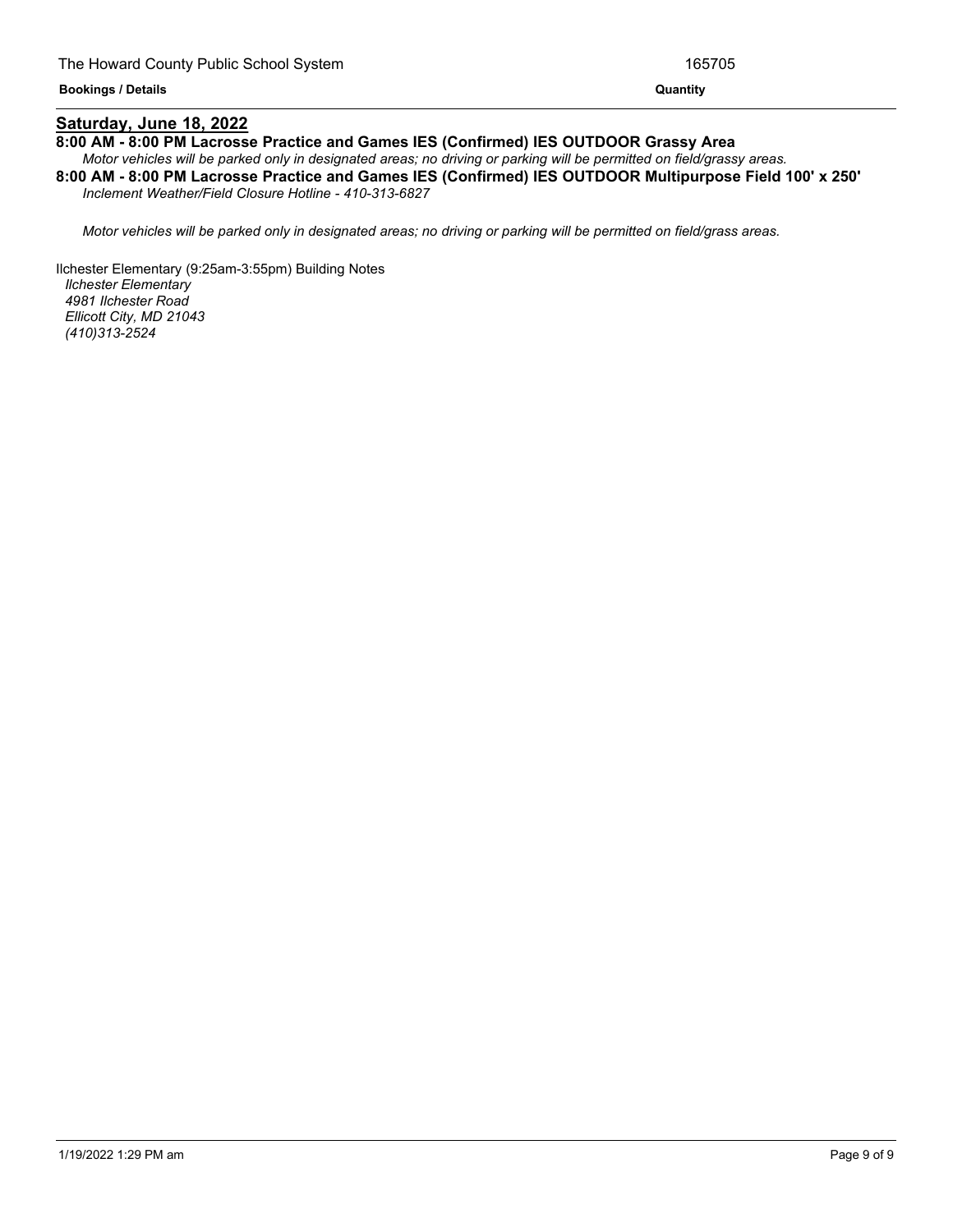**Bookings / Details** | **Quantity**

## Saturday, June 18, 2022

**8:00 AM - 8:00 PM Lacrosse Practice and Games IES (Confirmed) IES OUTDOOR Grassy Area**

*Motor vehicles will be parked only in designated areas; no driving or parking will be permitted on field/grassy areas.*

**8:00 AM - 8:00 PM Lacrosse Practice and Games IES (Confirmed) IES OUTDOOR Multipurpose Field 100' x 250'**

*Inclement Weather/Field Closure Hotline - 410-313-6827*

*Motor vehicles will be parked only in designated areas; no driving or parking will be permitted on field/grass areas.*

Ilchester Elementary (9:25am-3:55pm) Building Notes

*Ilchester Elementary*
*4981 Ilchester Road*
*Ellicott City, MD 21043*
*(410)313-2524*